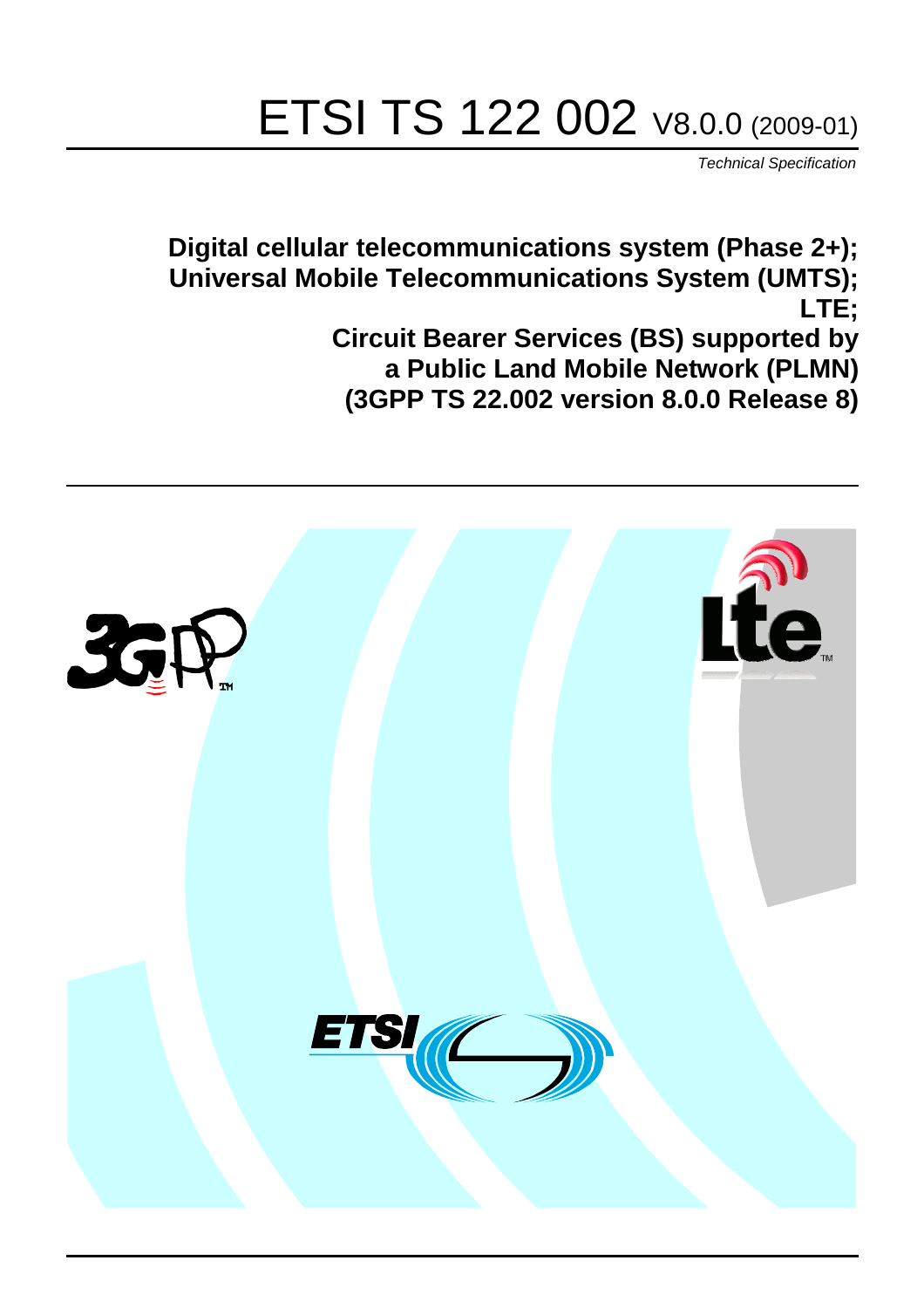# ETSI TS 122 002 V8.0.0 (2009-01)

*Technical Specification*

**Digital cellular telecommunications system (Phase 2+);**
**Universal Mobile Telecommunications System (UMTS);**
**LTE;**
**Circuit Bearer Services (BS) supported by**
**a Public Land Mobile Network (PLMN)**
**(3GPP TS 22.002 version 8.0.0 Release 8)**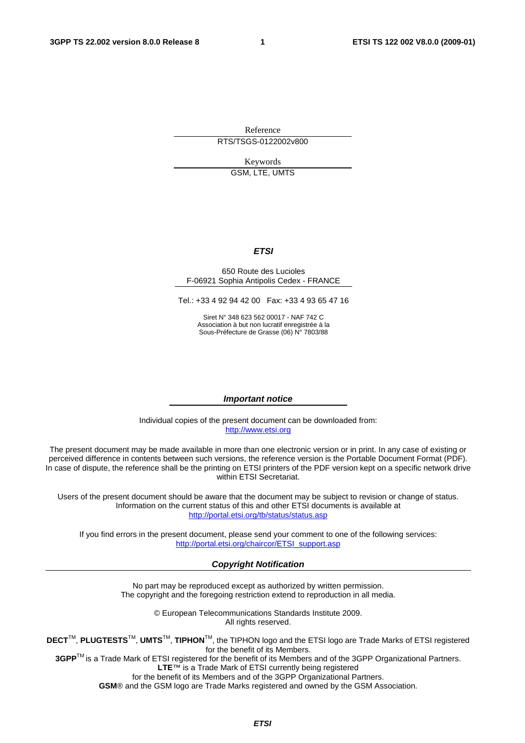Reference

RTS/TSGS-0122002v800

Keywords

GSM, LTE, UMTS

***ETSI***

650 Route des Lucioles
F-06921 Sophia Antipolis Cedex - FRANCE

Tel.: +33 4 92 94 42 00 Fax: +33 4 93 65 47 16

Siret N° 348 623 562 00017 - NAF 742 C
Association à but non lucratif enregistrée à la
Sous-Préfecture de Grasse (06) N° 7803/88

***Important notice***

Individual copies of the present document can be downloaded from:
http://www.etsi.org

The present document may be made available in more than one electronic version or in print. In any case of existing or perceived difference in contents between such versions, the reference version is the Portable Document Format (PDF). In case of dispute, the reference shall be the printing on ETSI printers of the PDF version kept on a specific network drive within ETSI Secretariat.

Users of the present document should be aware that the document may be subject to revision or change of status. Information on the current status of this and other ETSI documents is available at
http://portal.etsi.org/tb/status/status.asp

If you find errors in the present document, please send your comment to one of the following services:
http://portal.etsi.org/chaircor/ETSI_support.asp

***Copyright Notification***

No part may be reproduced except as authorized by written permission.
The copyright and the foregoing restriction extend to reproduction in all media.

© European Telecommunications Standards Institute 2009.
All rights reserved.

**DECT**™, **PLUGTESTS**™, **UMTS**™, **TIPHON**™, the TIPHON logo and the ETSI logo are Trade Marks of ETSI registered for the benefit of its Members.
**3GPP**™ is a Trade Mark of ETSI registered for the benefit of its Members and of the 3GPP Organizational Partners.
**LTE**™ is a Trade Mark of ETSI currently being registered
for the benefit of its Members and of the 3GPP Organizational Partners.
**GSM**® and the GSM logo are Trade Marks registered and owned by the GSM Association.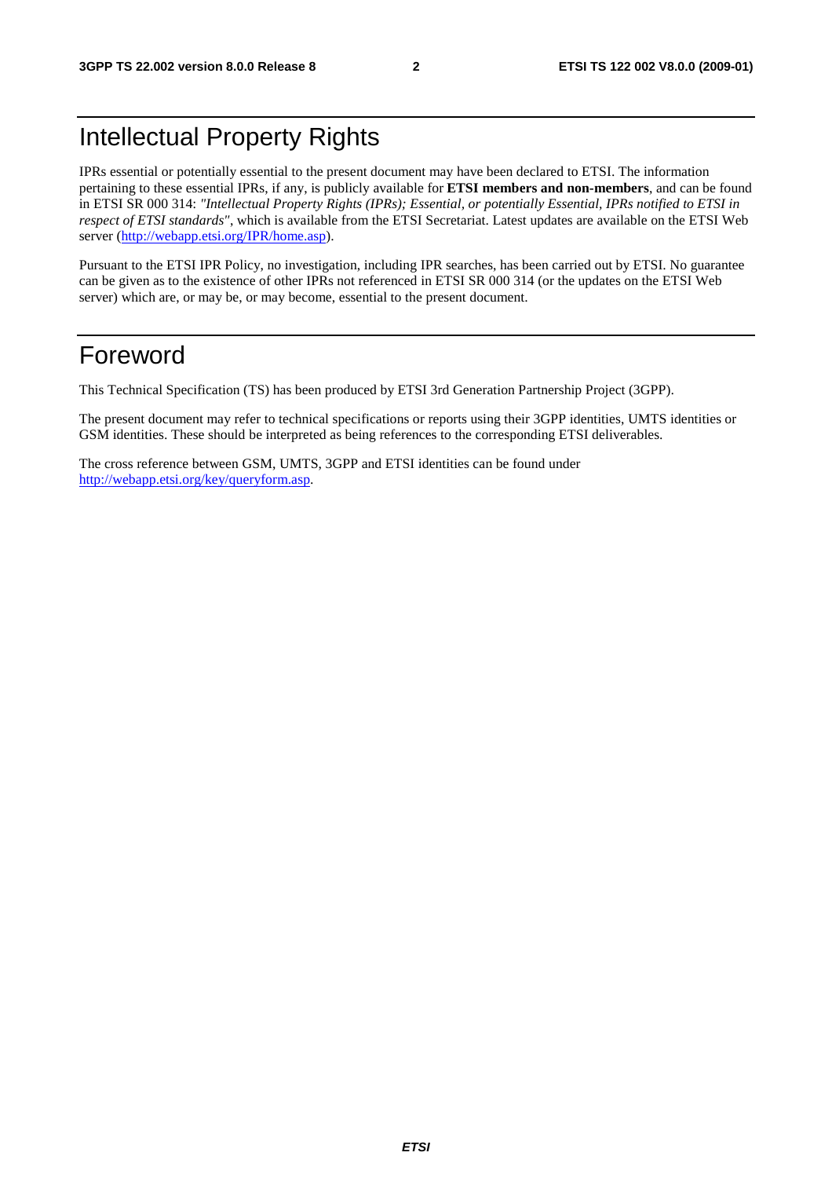# Intellectual Property Rights

IPRs essential or potentially essential to the present document may have been declared to ETSI. The information pertaining to these essential IPRs, if any, is publicly available for **ETSI members and non-members**, and can be found in ETSI SR 000 314: *"Intellectual Property Rights (IPRs); Essential, or potentially Essential, IPRs notified to ETSI in respect of ETSI standards"*, which is available from the ETSI Secretariat. Latest updates are available on the ETSI Web server (http://webapp.etsi.org/IPR/home.asp).

Pursuant to the ETSI IPR Policy, no investigation, including IPR searches, has been carried out by ETSI. No guarantee can be given as to the existence of other IPRs not referenced in ETSI SR 000 314 (or the updates on the ETSI Web server) which are, or may be, or may become, essential to the present document.

# Foreword

This Technical Specification (TS) has been produced by ETSI 3rd Generation Partnership Project (3GPP).

The present document may refer to technical specifications or reports using their 3GPP identities, UMTS identities or GSM identities. These should be interpreted as being references to the corresponding ETSI deliverables.

The cross reference between GSM, UMTS, 3GPP and ETSI identities can be found under http://webapp.etsi.org/key/queryform.asp.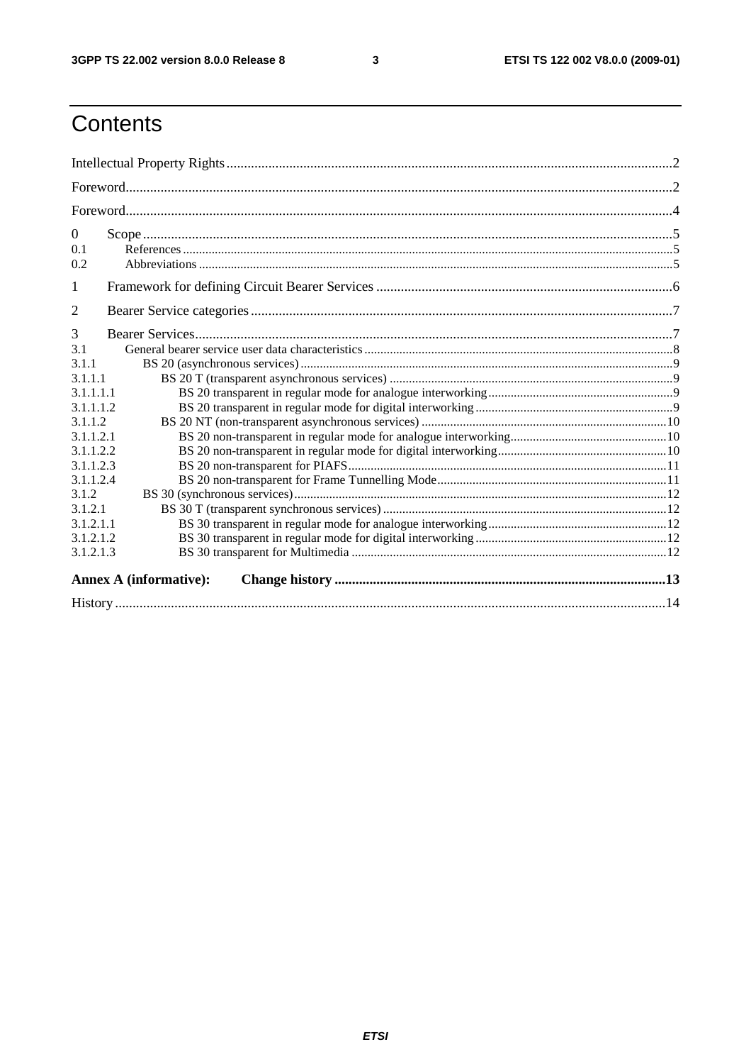# Contents

Intellectual Property Rights ........ 2
Foreword ........ 2
Foreword ........ 4
0 Scope ........ 5
0.1 References ........ 5
0.2 Abbreviations ........ 5
1 Framework for defining Circuit Bearer Services ........ 6
2 Bearer Service categories ........ 7
3 Bearer Services ........ 7
3.1 General bearer service user data characteristics ........ 8
3.1.1 BS 20 (asynchronous services) ........ 9
3.1.1.1 BS 20 T (transparent asynchronous services) ........ 9
3.1.1.1.1 BS 20 transparent in regular mode for analogue interworking ........ 9
3.1.1.1.2 BS 20 transparent in regular mode for digital interworking ........ 9
3.1.1.2 BS 20 NT (non-transparent asynchronous services) ........ 10
3.1.1.2.1 BS 20 non-transparent in regular mode for analogue interworking ........ 10
3.1.1.2.2 BS 20 non-transparent in regular mode for digital interworking ........ 10
3.1.1.2.3 BS 20 non-transparent for PIAFS ........ 11
3.1.1.2.4 BS 20 non-transparent for Frame Tunnelling Mode ........ 11
3.1.2 BS 30 (synchronous services) ........ 12
3.1.2.1 BS 30 T (transparent synchronous services) ........ 12
3.1.2.1.1 BS 30 transparent in regular mode for analogue interworking ........ 12
3.1.2.1.2 BS 30 transparent in regular mode for digital interworking ........ 12
3.1.2.1.3 BS 30 transparent for Multimedia ........ 12

**Annex A (informative): Change history ........ 13**

History ........ 14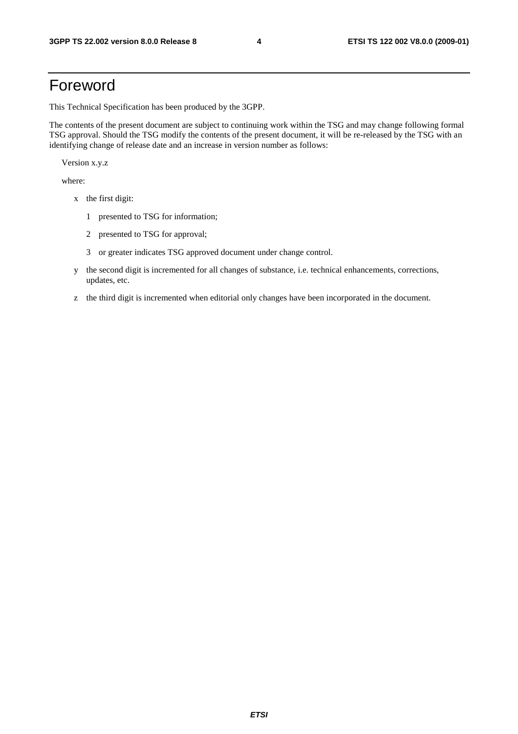# Foreword

This Technical Specification has been produced by the 3GPP.

The contents of the present document are subject to continuing work within the TSG and may change following formal TSG approval. Should the TSG modify the contents of the present document, it will be re-released by the TSG with an identifying change of release date and an increase in version number as follows:

Version x.y.z

where:

- x the first digit:
  - 1 presented to TSG for information;
  - 2 presented to TSG for approval;
  - 3 or greater indicates TSG approved document under change control.
- y the second digit is incremented for all changes of substance, i.e. technical enhancements, corrections, updates, etc.
- z the third digit is incremented when editorial only changes have been incorporated in the document.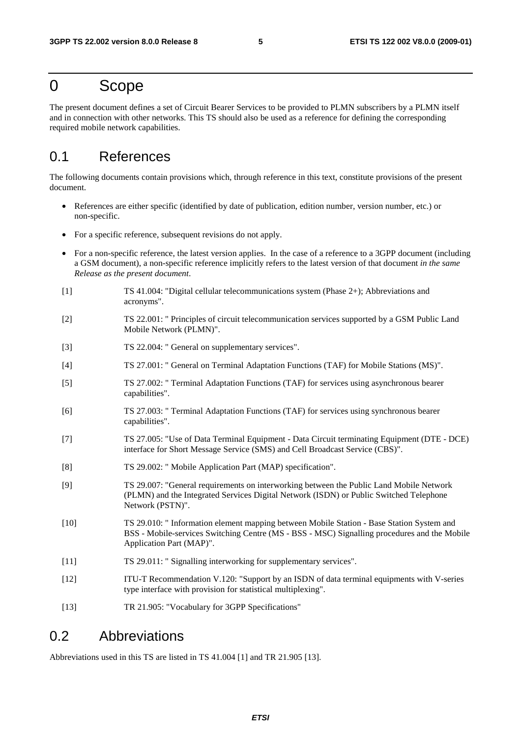# 0 Scope

The present document defines a set of Circuit Bearer Services to be provided to PLMN subscribers by a PLMN itself and in connection with other networks. This TS should also be used as a reference for defining the corresponding required mobile network capabilities.

## 0.1 References

The following documents contain provisions which, through reference in this text, constitute provisions of the present document.

- References are either specific (identified by date of publication, edition number, version number, etc.) or non-specific.
- For a specific reference, subsequent revisions do not apply.
- For a non-specific reference, the latest version applies. In the case of a reference to a 3GPP document (including a GSM document), a non-specific reference implicitly refers to the latest version of that document *in the same Release as the present document*.

[1] TS 41.004: "Digital cellular telecommunications system (Phase 2+); Abbreviations and acronyms".

[2] TS 22.001: " Principles of circuit telecommunication services supported by a GSM Public Land Mobile Network (PLMN)".

[3] TS 22.004: " General on supplementary services".

[4] TS 27.001: " General on Terminal Adaptation Functions (TAF) for Mobile Stations (MS)".

[5] TS 27.002: " Terminal Adaptation Functions (TAF) for services using asynchronous bearer capabilities".

[6] TS 27.003: " Terminal Adaptation Functions (TAF) for services using synchronous bearer capabilities".

[7] TS 27.005: "Use of Data Terminal Equipment - Data Circuit terminating Equipment (DTE - DCE) interface for Short Message Service (SMS) and Cell Broadcast Service (CBS)".

[8] TS 29.002: " Mobile Application Part (MAP) specification".

[9] TS 29.007: "General requirements on interworking between the Public Land Mobile Network (PLMN) and the Integrated Services Digital Network (ISDN) or Public Switched Telephone Network (PSTN)".

[10] TS 29.010: " Information element mapping between Mobile Station - Base Station System and BSS - Mobile-services Switching Centre (MS - BSS - MSC) Signalling procedures and the Mobile Application Part (MAP)".

[11] TS 29.011: " Signalling interworking for supplementary services".

[12] ITU-T Recommendation V.120: "Support by an ISDN of data terminal equipments with V-series type interface with provision for statistical multiplexing".

[13] TR 21.905: "Vocabulary for 3GPP Specifications"

## 0.2 Abbreviations

Abbreviations used in this TS are listed in TS 41.004 [1] and TR 21.905 [13].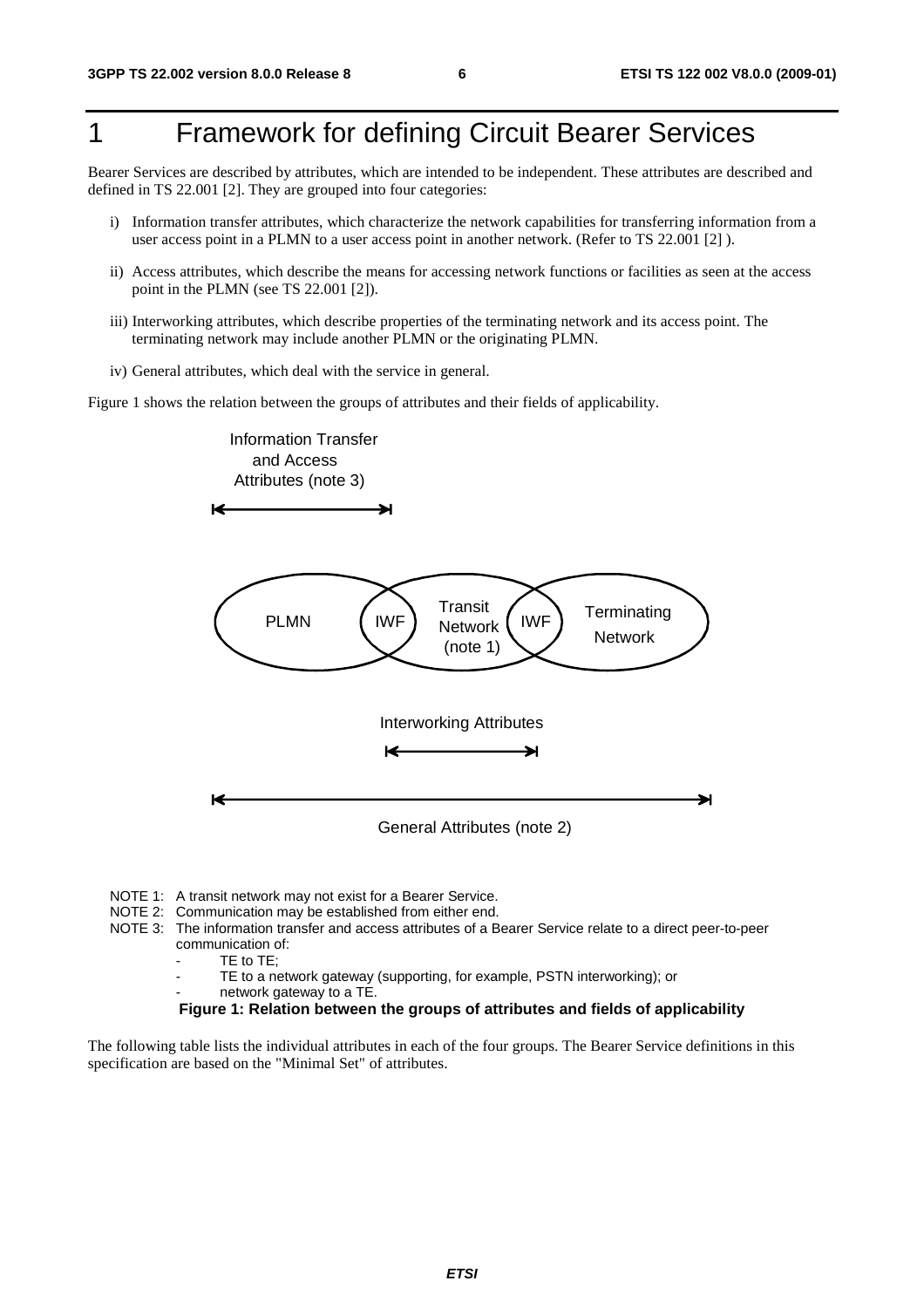# 1 Framework for defining Circuit Bearer Services

Bearer Services are described by attributes, which are intended to be independent. These attributes are described and defined in TS 22.001 [2]. They are grouped into four categories:

i) Information transfer attributes, which characterize the network capabilities for transferring information from a user access point in a PLMN to a user access point in another network. (Refer to TS 22.001 [2] ).

ii) Access attributes, which describe the means for accessing network functions or facilities as seen at the access point in the PLMN (see TS 22.001 [2]).

iii) Interworking attributes, which describe properties of the terminating network and its access point. The terminating network may include another PLMN or the originating PLMN.

iv) General attributes, which deal with the service in general.

Figure 1 shows the relation between the groups of attributes and their fields of applicability.

Information Transfer and Access Attributes (note 3)

PLMN | IWF | Transit Network (note 1) | IWF | Terminating Network

Interworking Attributes

General Attributes (note 2)

NOTE 1: A transit network may not exist for a Bearer Service.

NOTE 2: Communication may be established from either end.

NOTE 3: The information transfer and access attributes of a Bearer Service relate to a direct peer-to-peer communication of:
- TE to TE;
- TE to a network gateway (supporting, for example, PSTN interworking); or
- network gateway to a TE.

**Figure 1: Relation between the groups of attributes and fields of applicability**

The following table lists the individual attributes in each of the four groups. The Bearer Service definitions in this specification are based on the "Minimal Set" of attributes.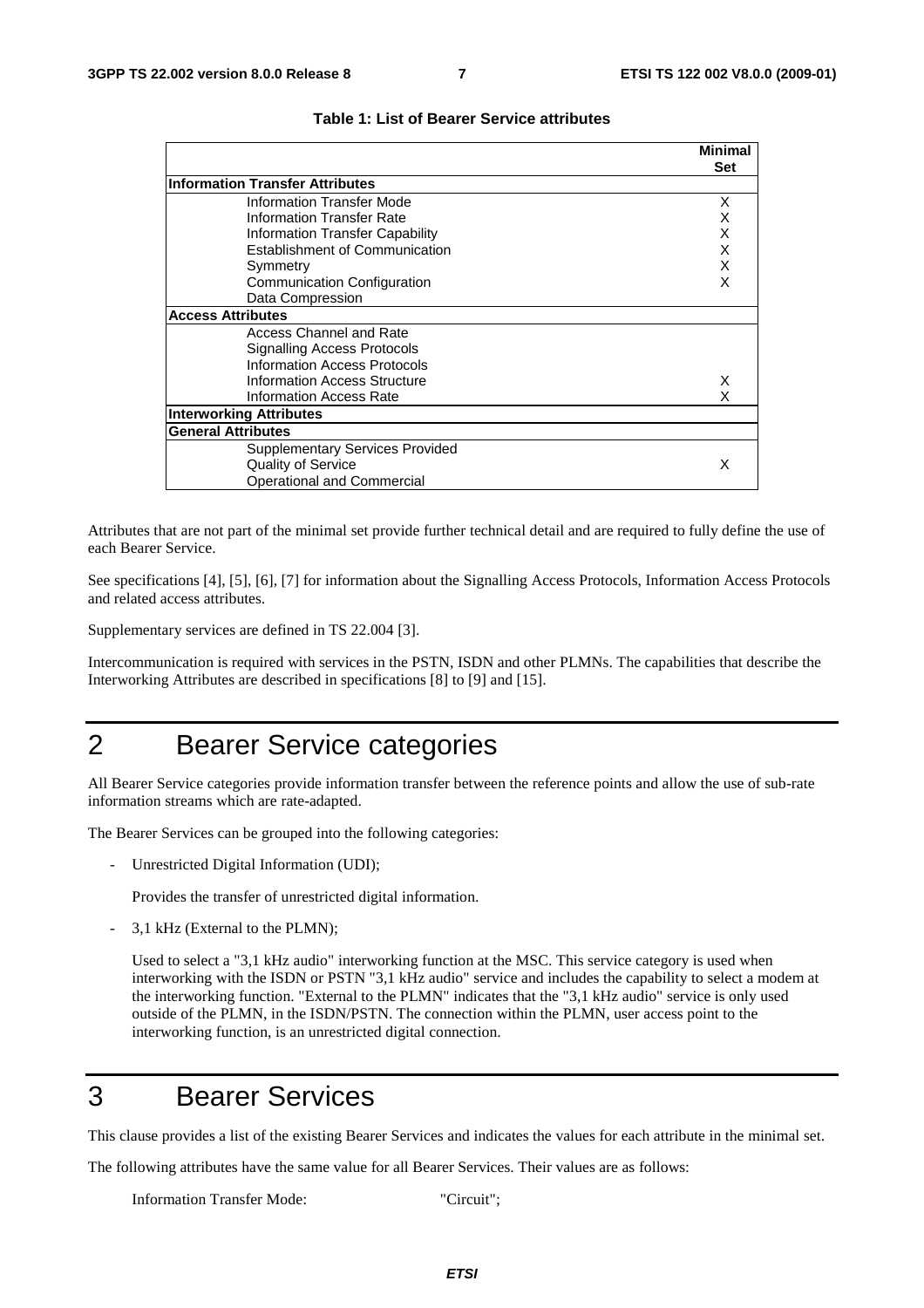**Table 1: List of Bearer Service attributes**

| | Minimal Set |
|---|---|
| **Information Transfer Attributes** | |
| Information Transfer Mode | X |
| Information Transfer Rate | X |
| Information Transfer Capability | X |
| Establishment of Communication | X |
| Symmetry | X |
| Communication Configuration | X |
| Data Compression | |
| **Access Attributes** | |
| Access Channel and Rate | |
| Signalling Access Protocols | |
| Information Access Protocols | |
| Information Access Structure | X |
| Information Access Rate | X |
| **Interworking Attributes** | |
| **General Attributes** | |
| Supplementary Services Provided | |
| Quality of Service | X |
| Operational and Commercial | |

Attributes that are not part of the minimal set provide further technical detail and are required to fully define the use of each Bearer Service.

See specifications [4], [5], [6], [7] for information about the Signalling Access Protocols, Information Access Protocols and related access attributes.

Supplementary services are defined in TS 22.004 [3].

Intercommunication is required with services in the PSTN, ISDN and other PLMNs. The capabilities that describe the Interworking Attributes are described in specifications [8] to [9] and [15].

# 2 Bearer Service categories

All Bearer Service categories provide information transfer between the reference points and allow the use of sub-rate information streams which are rate-adapted.

The Bearer Services can be grouped into the following categories:

- Unrestricted Digital Information (UDI);

  Provides the transfer of unrestricted digital information.

- 3,1 kHz (External to the PLMN);

  Used to select a "3,1 kHz audio" interworking function at the MSC. This service category is used when interworking with the ISDN or PSTN "3,1 kHz audio" service and includes the capability to select a modem at the interworking function. "External to the PLMN" indicates that the "3,1 kHz audio" service is only used outside of the PLMN, in the ISDN/PSTN. The connection within the PLMN, user access point to the interworking function, is an unrestricted digital connection.

# 3 Bearer Services

This clause provides a list of the existing Bearer Services and indicates the values for each attribute in the minimal set.

The following attributes have the same value for all Bearer Services. Their values are as follows:

Information Transfer Mode: "Circuit";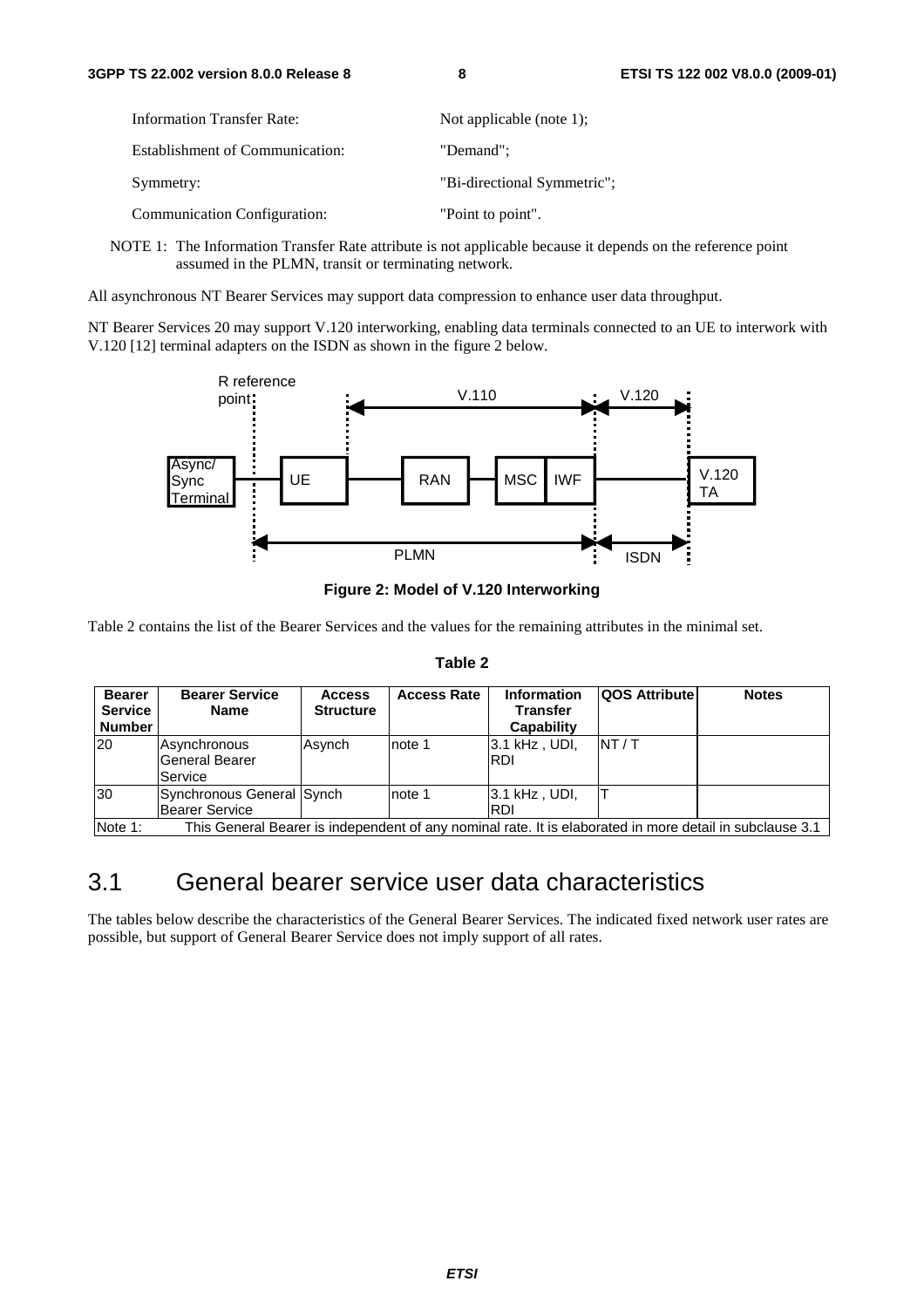| | |
|---|---|
| Information Transfer Rate: | Not applicable (note 1); |
| Establishment of Communication: | "Demand"; |
| Symmetry: | "Bi-directional Symmetric"; |
| Communication Configuration: | "Point to point". |

NOTE 1: The Information Transfer Rate attribute is not applicable because it depends on the reference point assumed in the PLMN, transit or terminating network.

All asynchronous NT Bearer Services may support data compression to enhance user data throughput.

NT Bearer Services 20 may support V.120 interworking, enabling data terminals connected to an UE to interwork with V.120 [12] terminal adapters on the ISDN as shown in the figure 2 below.

R reference point | V.110 | V.120

Async/Sync Terminal — UE — RAN — MSC IWF — V.120 TA

PLMN | ISDN

**Figure 2: Model of V.120 Interworking**

Table 2 contains the list of the Bearer Services and the values for the remaining attributes in the minimal set.

**Table 2**

| Bearer Service Number | Bearer Service Name | Access Structure | Access Rate | Information Transfer Capability | QOS Attribute | Notes |
|---|---|---|---|---|---|---|
| 20 | Asynchronous General Bearer Service | Asynch | note 1 | 3.1 kHz , UDI, RDI | NT / T | |
| 30 | Synchronous General Bearer Service | Synch | note 1 | 3.1 kHz , UDI, RDI | T | |
| Note 1: | This General Bearer is independent of any nominal rate. It is elaborated in more detail in subclause 3.1 | | | | | |

## 3.1 General bearer service user data characteristics

The tables below describe the characteristics of the General Bearer Services. The indicated fixed network user rates are possible, but support of General Bearer Service does not imply support of all rates.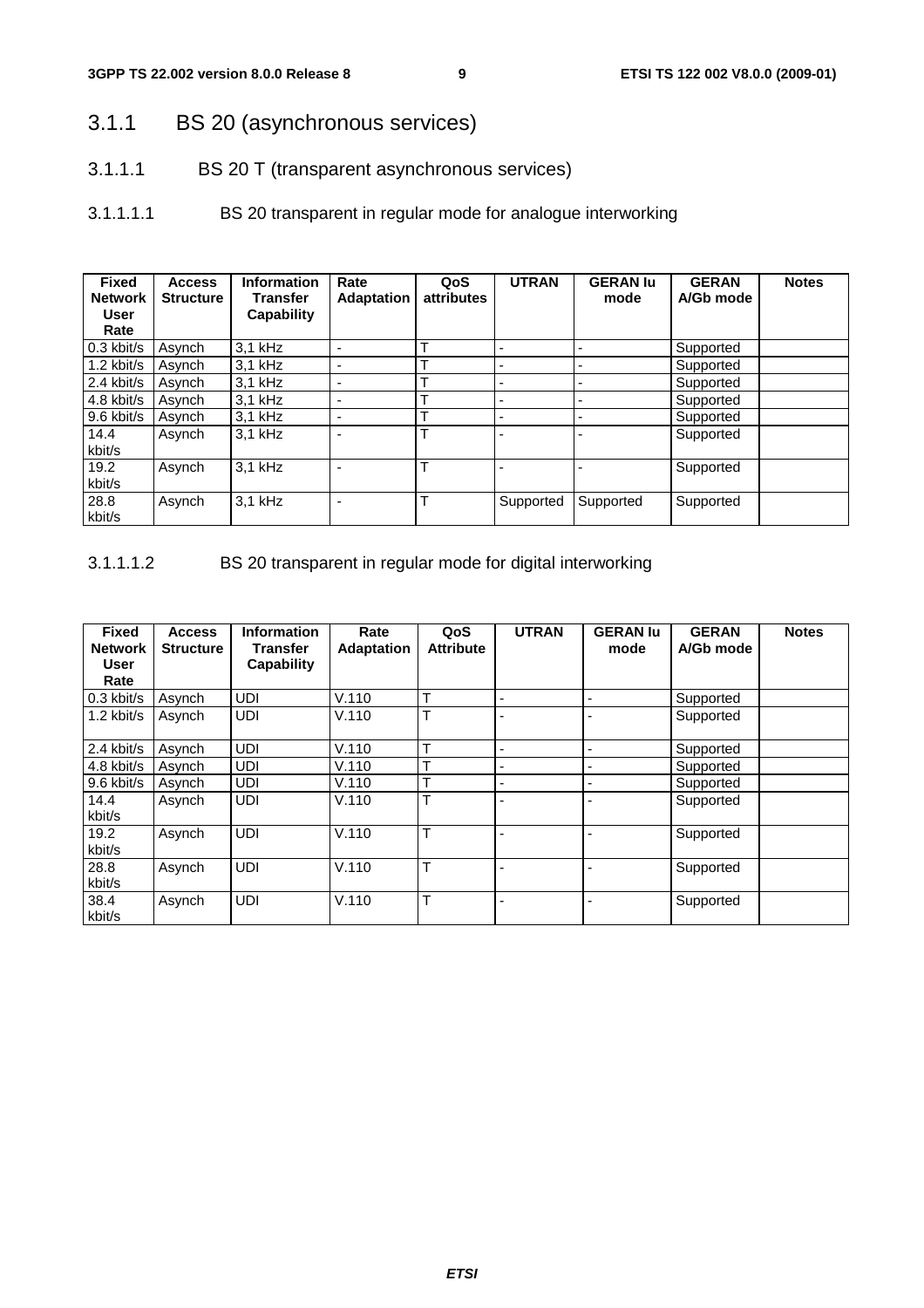### 3.1.1 BS 20 (asynchronous services)

#### 3.1.1.1 BS 20 T (transparent asynchronous services)

##### 3.1.1.1.1 BS 20 transparent in regular mode for analogue interworking

| Fixed Network User Rate | Access Structure | Information Transfer Capability | Rate Adaptation | QoS attributes | UTRAN | GERAN Iu mode | GERAN A/Gb mode | Notes |
|---|---|---|---|---|---|---|---|---|
| 0.3 kbit/s | Asynch | 3,1 kHz | - | T | - | - | Supported | |
| 1.2 kbit/s | Asynch | 3,1 kHz | - | T | - | - | Supported | |
| 2.4 kbit/s | Asynch | 3,1 kHz | - | T | - | - | Supported | |
| 4.8 kbit/s | Asynch | 3,1 kHz | - | T | - | - | Supported | |
| 9.6 kbit/s | Asynch | 3,1 kHz | - | T | - | - | Supported | |
| 14.4 kbit/s | Asynch | 3,1 kHz | - | T | - | - | Supported | |
| 19.2 kbit/s | Asynch | 3,1 kHz | - | T | - | - | Supported | |
| 28.8 kbit/s | Asynch | 3,1 kHz | - | T | Supported | Supported | Supported | |

##### 3.1.1.1.2 BS 20 transparent in regular mode for digital interworking

| Fixed Network User Rate | Access Structure | Information Transfer Capability | Rate Adaptation | QoS Attribute | UTRAN | GERAN Iu mode | GERAN A/Gb mode | Notes |
|---|---|---|---|---|---|---|---|---|
| 0.3 kbit/s | Asynch | UDI | V.110 | T | - | - | Supported | |
| 1.2 kbit/s | Asynch | UDI | V.110 | T | - | - | Supported | |
| 2.4 kbit/s | Asynch | UDI | V.110 | T | - | - | Supported | |
| 4.8 kbit/s | Asynch | UDI | V.110 | T | - | - | Supported | |
| 9.6 kbit/s | Asynch | UDI | V.110 | T | - | - | Supported | |
| 14.4 kbit/s | Asynch | UDI | V.110 | T | - | - | Supported | |
| 19.2 kbit/s | Asynch | UDI | V.110 | T | - | - | Supported | |
| 28.8 kbit/s | Asynch | UDI | V.110 | T | - | - | Supported | |
| 38.4 kbit/s | Asynch | UDI | V.110 | T | - | - | Supported | |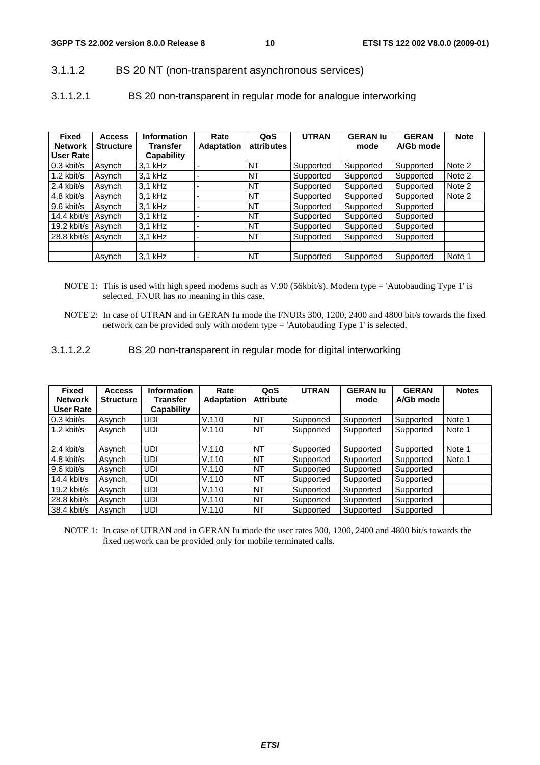### 3.1.1.2 BS 20 NT (non-transparent asynchronous services)

#### 3.1.1.2.1 BS 20 non-transparent in regular mode for analogue interworking

| Fixed Network User Rate | Access Structure | Information Transfer Capability | Rate Adaptation | QoS attributes | UTRAN | GERAN Iu mode | GERAN A/Gb mode | Note |
|---|---|---|---|---|---|---|---|---|
| 0.3 kbit/s | Asynch | 3,1 kHz | - | NT | Supported | Supported | Supported | Note 2 |
| 1.2 kbit/s | Asynch | 3,1 kHz | - | NT | Supported | Supported | Supported | Note 2 |
| 2.4 kbit/s | Asynch | 3,1 kHz | - | NT | Supported | Supported | Supported | Note 2 |
| 4.8 kbit/s | Asynch | 3,1 kHz | - | NT | Supported | Supported | Supported | Note 2 |
| 9.6 kbit/s | Asynch | 3,1 kHz | - | NT | Supported | Supported | Supported | |
| 14.4 kbit/s | Asynch | 3,1 kHz | - | NT | Supported | Supported | Supported | |
| 19.2 kbit/s | Asynch | 3,1 kHz | - | NT | Supported | Supported | Supported | |
| 28.8 kbit/s | Asynch | 3,1 kHz | - | NT | Supported | Supported | Supported | |
| | | | | | | | | |
| | Asynch | 3,1 kHz | - | NT | Supported | Supported | Supported | Note 1 |

NOTE 1: This is used with high speed modems such as V.90 (56kbit/s). Modem type = 'Autobauding Type 1' is selected. FNUR has no meaning in this case.

NOTE 2: In case of UTRAN and in GERAN Iu mode the FNURs 300, 1200, 2400 and 4800 bit/s towards the fixed network can be provided only with modem type = 'Autobauding Type 1' is selected.

#### 3.1.1.2.2 BS 20 non-transparent in regular mode for digital interworking

| Fixed Network User Rate | Access Structure | Information Transfer Capability | Rate Adaptation | QoS Attribute | UTRAN | GERAN Iu mode | GERAN A/Gb mode | Notes |
|---|---|---|---|---|---|---|---|---|
| 0.3 kbit/s | Asynch | UDI | V.110 | NT | Supported | Supported | Supported | Note 1 |
| 1.2 kbit/s | Asynch | UDI | V.110 | NT | Supported | Supported | Supported | Note 1 |
| 2.4 kbit/s | Asynch | UDI | V.110 | NT | Supported | Supported | Supported | Note 1 |
| 4.8 kbit/s | Asynch | UDI | V.110 | NT | Supported | Supported | Supported | Note 1 |
| 9.6 kbit/s | Asynch | UDI | V.110 | NT | Supported | Supported | Supported | |
| 14.4 kbit/s | Asynch, | UDI | V.110 | NT | Supported | Supported | Supported | |
| 19.2 kbit/s | Asynch | UDI | V.110 | NT | Supported | Supported | Supported | |
| 28.8 kbit/s | Asynch | UDI | V.110 | NT | Supported | Supported | Supported | |
| 38.4 kbit/s | Asynch | UDI | V.110 | NT | Supported | Supported | Supported | |

NOTE 1: In case of UTRAN and in GERAN Iu mode the user rates 300, 1200, 2400 and 4800 bit/s towards the fixed network can be provided only for mobile terminated calls.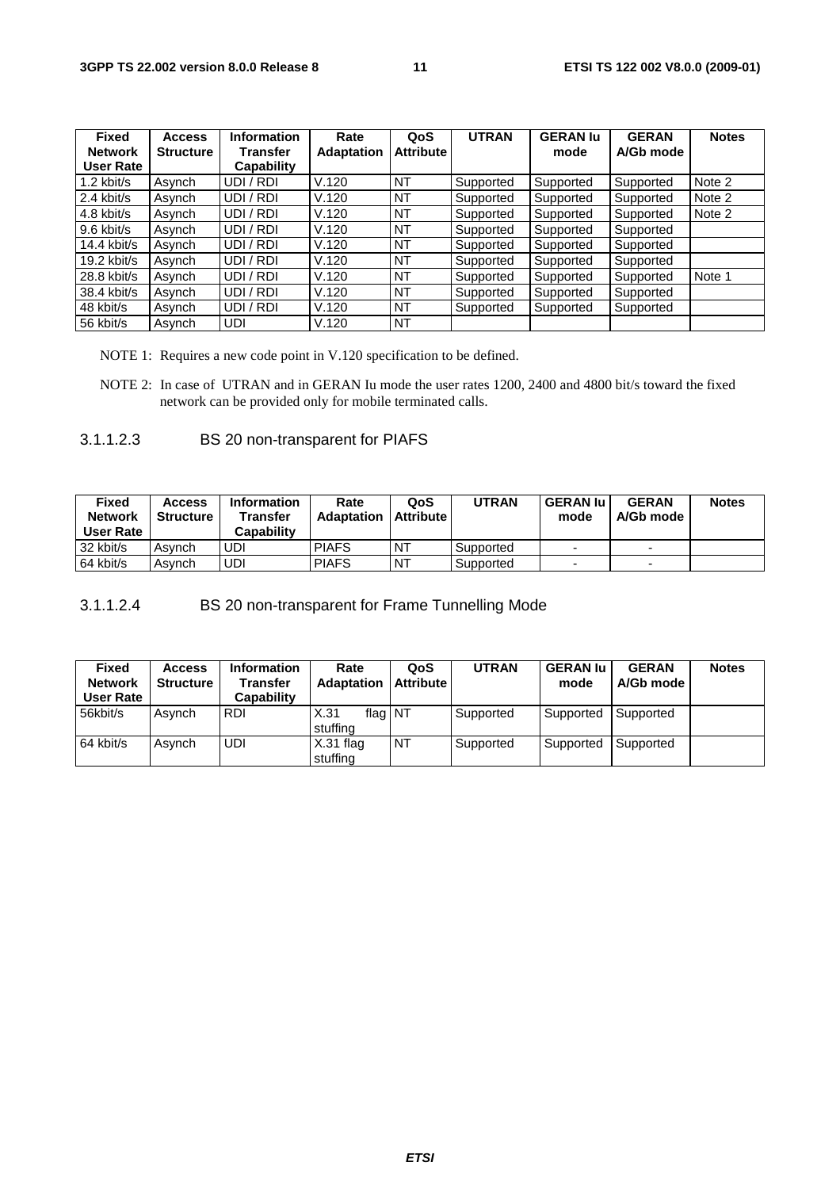| Fixed Network User Rate | Access Structure | Information Transfer Capability | Rate Adaptation | QoS Attribute | UTRAN | GERAN Iu mode | GERAN A/Gb mode | Notes |
|---|---|---|---|---|---|---|---|---|
| 1.2 kbit/s | Asynch | UDI / RDI | V.120 | NT | Supported | Supported | Supported | Note 2 |
| 2.4 kbit/s | Asynch | UDI / RDI | V.120 | NT | Supported | Supported | Supported | Note 2 |
| 4.8 kbit/s | Asynch | UDI / RDI | V.120 | NT | Supported | Supported | Supported | Note 2 |
| 9.6 kbit/s | Asynch | UDI / RDI | V.120 | NT | Supported | Supported | Supported | |
| 14.4 kbit/s | Asynch | UDI / RDI | V.120 | NT | Supported | Supported | Supported | |
| 19.2 kbit/s | Asynch | UDI / RDI | V.120 | NT | Supported | Supported | Supported | |
| 28.8 kbit/s | Asynch | UDI / RDI | V.120 | NT | Supported | Supported | Supported | Note 1 |
| 38.4 kbit/s | Asynch | UDI / RDI | V.120 | NT | Supported | Supported | Supported | |
| 48 kbit/s | Asynch | UDI / RDI | V.120 | NT | Supported | Supported | Supported | |
| 56 kbit/s | Asynch | UDI | V.120 | NT | | | | |

NOTE 1: Requires a new code point in V.120 specification to be defined.

NOTE 2: In case of UTRAN and in GERAN Iu mode the user rates 1200, 2400 and 4800 bit/s toward the fixed network can be provided only for mobile terminated calls.

#### 3.1.1.2.3 BS 20 non-transparent for PIAFS

| Fixed Network User Rate | Access Structure | Information Transfer Capability | Rate Adaptation | QoS Attribute | UTRAN | GERAN Iu mode | GERAN A/Gb mode | Notes |
|---|---|---|---|---|---|---|---|---|
| 32 kbit/s | Asynch | UDI | PIAFS | NT | Supported | - | - | |
| 64 kbit/s | Asynch | UDI | PIAFS | NT | Supported | - | - | |

#### 3.1.1.2.4 BS 20 non-transparent for Frame Tunnelling Mode

| Fixed Network User Rate | Access Structure | Information Transfer Capability | Rate Adaptation | QoS Attribute | UTRAN | GERAN Iu mode | GERAN A/Gb mode | Notes |
|---|---|---|---|---|---|---|---|---|
| 56kbit/s | Asynch | RDI | X.31 flag stuffing | NT | Supported | Supported | Supported | |
| 64 kbit/s | Asynch | UDI | X.31 flag stuffing | NT | Supported | Supported | Supported | |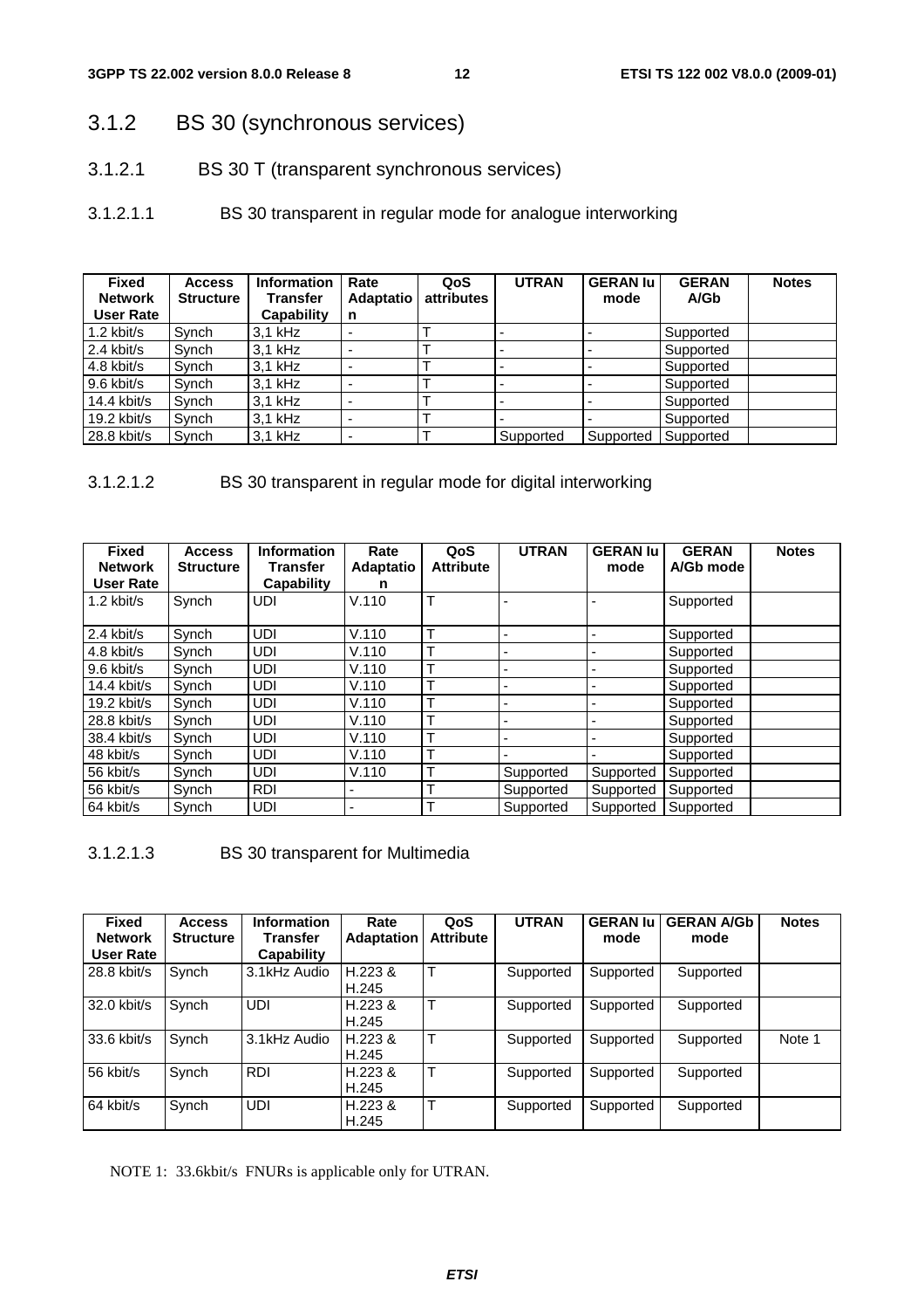### 3.1.2 BS 30 (synchronous services)

#### 3.1.2.1 BS 30 T (transparent synchronous services)

##### 3.1.2.1.1 BS 30 transparent in regular mode for analogue interworking

| Fixed Network User Rate | Access Structure | Information Transfer Capability | Rate Adaptation | QoS attributes | UTRAN | GERAN Iu mode | GERAN A/Gb | Notes |
|---|---|---|---|---|---|---|---|---|
| 1.2 kbit/s | Synch | 3,1 kHz | - | T | - | - | Supported | |
| 2.4 kbit/s | Synch | 3,1 kHz | - | T | - | - | Supported | |
| 4.8 kbit/s | Synch | 3,1 kHz | - | T | - | - | Supported | |
| 9.6 kbit/s | Synch | 3,1 kHz | - | T | - | - | Supported | |
| 14.4 kbit/s | Synch | 3,1 kHz | - | T | - | - | Supported | |
| 19.2 kbit/s | Synch | 3,1 kHz | - | T | - | - | Supported | |
| 28.8 kbit/s | Synch | 3,1 kHz | - | T | Supported | Supported | Supported | |

##### 3.1.2.1.2 BS 30 transparent in regular mode for digital interworking

| Fixed Network User Rate | Access Structure | Information Transfer Capability | Rate Adaptation | QoS Attribute | UTRAN | GERAN Iu mode | GERAN A/Gb mode | Notes |
|---|---|---|---|---|---|---|---|---|
| 1.2 kbit/s | Synch | UDI | V.110 | T | - | - | Supported | |
| 2.4 kbit/s | Synch | UDI | V.110 | T | - | - | Supported | |
| 4.8 kbit/s | Synch | UDI | V.110 | T | - | - | Supported | |
| 9.6 kbit/s | Synch | UDI | V.110 | T | - | - | Supported | |
| 14.4 kbit/s | Synch | UDI | V.110 | T | - | - | Supported | |
| 19.2 kbit/s | Synch | UDI | V.110 | T | - | - | Supported | |
| 28.8 kbit/s | Synch | UDI | V.110 | T | - | - | Supported | |
| 38.4 kbit/s | Synch | UDI | V.110 | T | - | - | Supported | |
| 48 kbit/s | Synch | UDI | V.110 | T | - | - | Supported | |
| 56 kbit/s | Synch | UDI | V.110 | T | Supported | Supported | Supported | |
| 56 kbit/s | Synch | RDI | - | T | Supported | Supported | Supported | |
| 64 kbit/s | Synch | UDI | - | T | Supported | Supported | Supported | |

##### 3.1.2.1.3 BS 30 transparent for Multimedia

| Fixed Network User Rate | Access Structure | Information Transfer Capability | Rate Adaptation | QoS Attribute | UTRAN | GERAN Iu mode | GERAN A/Gb mode | Notes |
|---|---|---|---|---|---|---|---|---|
| 28.8 kbit/s | Synch | 3.1kHz Audio | H.223 & H.245 | T | Supported | Supported | Supported | |
| 32.0 kbit/s | Synch | UDI | H.223 & H.245 | T | Supported | Supported | Supported | |
| 33.6 kbit/s | Synch | 3.1kHz Audio | H.223 & H.245 | T | Supported | Supported | Supported | Note 1 |
| 56 kbit/s | Synch | RDI | H.223 & H.245 | T | Supported | Supported | Supported | |
| 64 kbit/s | Synch | UDI | H.223 & H.245 | T | Supported | Supported | Supported | |

NOTE 1: 33.6kbit/s FNURs is applicable only for UTRAN.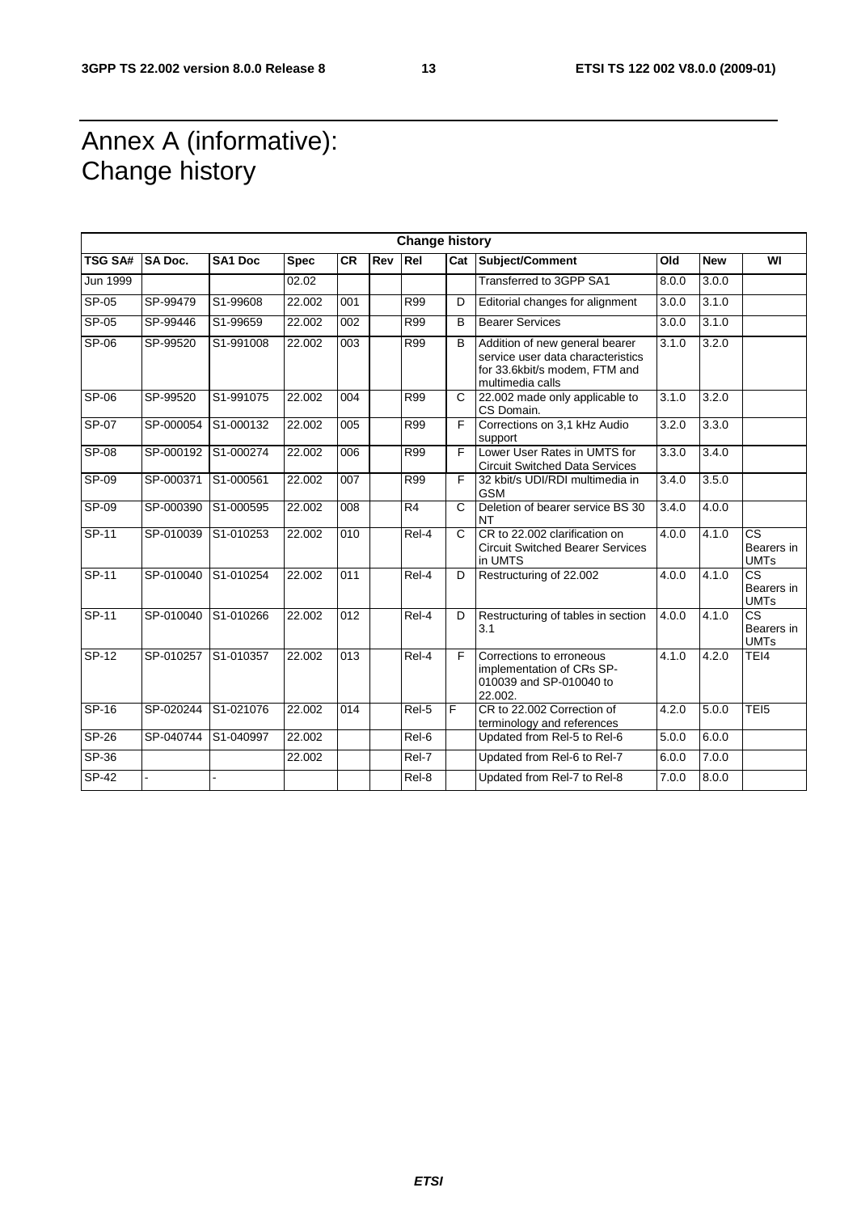# Annex A (informative): Change history

| Change history | | | | | | | | | | | |
|---|---|---|---|---|---|---|---|---|---|---|---|
| **TSG SA#** | **SA Doc.** | **SA1 Doc** | **Spec** | **CR** | **Rev** | **Rel** | **Cat** | **Subject/Comment** | **Old** | **New** | **WI** |
| Jun 1999 | | | 02.02 | | | | | Transferred to 3GPP SA1 | 8.0.0 | 3.0.0 | |
| SP-05 | SP-99479 | S1-99608 | 22.002 | 001 | | R99 | D | Editorial changes for alignment | 3.0.0 | 3.1.0 | |
| SP-05 | SP-99446 | S1-99659 | 22.002 | 002 | | R99 | B | Bearer Services | 3.0.0 | 3.1.0 | |
| SP-06 | SP-99520 | S1-991008 | 22.002 | 003 | | R99 | B | Addition of new general bearer service user data characteristics for 33.6kbit/s modem, FTM and multimedia calls | 3.1.0 | 3.2.0 | |
| SP-06 | SP-99520 | S1-991075 | 22.002 | 004 | | R99 | C | 22.002 made only applicable to CS Domain. | 3.1.0 | 3.2.0 | |
| SP-07 | SP-000054 | S1-000132 | 22.002 | 005 | | R99 | F | Corrections on 3,1 kHz Audio support | 3.2.0 | 3.3.0 | |
| SP-08 | SP-000192 | S1-000274 | 22.002 | 006 | | R99 | F | Lower User Rates in UMTS for Circuit Switched Data Services | 3.3.0 | 3.4.0 | |
| SP-09 | SP-000371 | S1-000561 | 22.002 | 007 | | R99 | F | 32 kbit/s UDI/RDI multimedia in GSM | 3.4.0 | 3.5.0 | |
| SP-09 | SP-000390 | S1-000595 | 22.002 | 008 | | R4 | C | Deletion of bearer service BS 30 NT | 3.4.0 | 4.0.0 | |
| SP-11 | SP-010039 | S1-010253 | 22.002 | 010 | | Rel-4 | C | CR to 22.002 clarification on Circuit Switched Bearer Services in UMTS | 4.0.0 | 4.1.0 | CS Bearers in UMTs |
| SP-11 | SP-010040 | S1-010254 | 22.002 | 011 | | Rel-4 | D | Restructuring of 22.002 | 4.0.0 | 4.1.0 | CS Bearers in UMTs |
| SP-11 | SP-010040 | S1-010266 | 22.002 | 012 | | Rel-4 | D | Restructuring of tables in section 3.1 | 4.0.0 | 4.1.0 | CS Bearers in UMTs |
| SP-12 | SP-010257 | S1-010357 | 22.002 | 013 | | Rel-4 | F | Corrections to erroneous implementation of CRs SP-010039 and SP-010040 to 22.002. | 4.1.0 | 4.2.0 | TEI4 |
| SP-16 | SP-020244 | S1-021076 | 22.002 | 014 | | Rel-5 | F | CR to 22.002 Correction of terminology and references | 4.2.0 | 5.0.0 | TEI5 |
| SP-26 | SP-040744 | S1-040997 | 22.002 | | | Rel-6 | | Updated from Rel-5 to Rel-6 | 5.0.0 | 6.0.0 | |
| SP-36 | | | 22.002 | | | Rel-7 | | Updated from Rel-6 to Rel-7 | 6.0.0 | 7.0.0 | |
| SP-42 | - | - | | | | Rel-8 | | Updated from Rel-7 to Rel-8 | 7.0.0 | 8.0.0 | |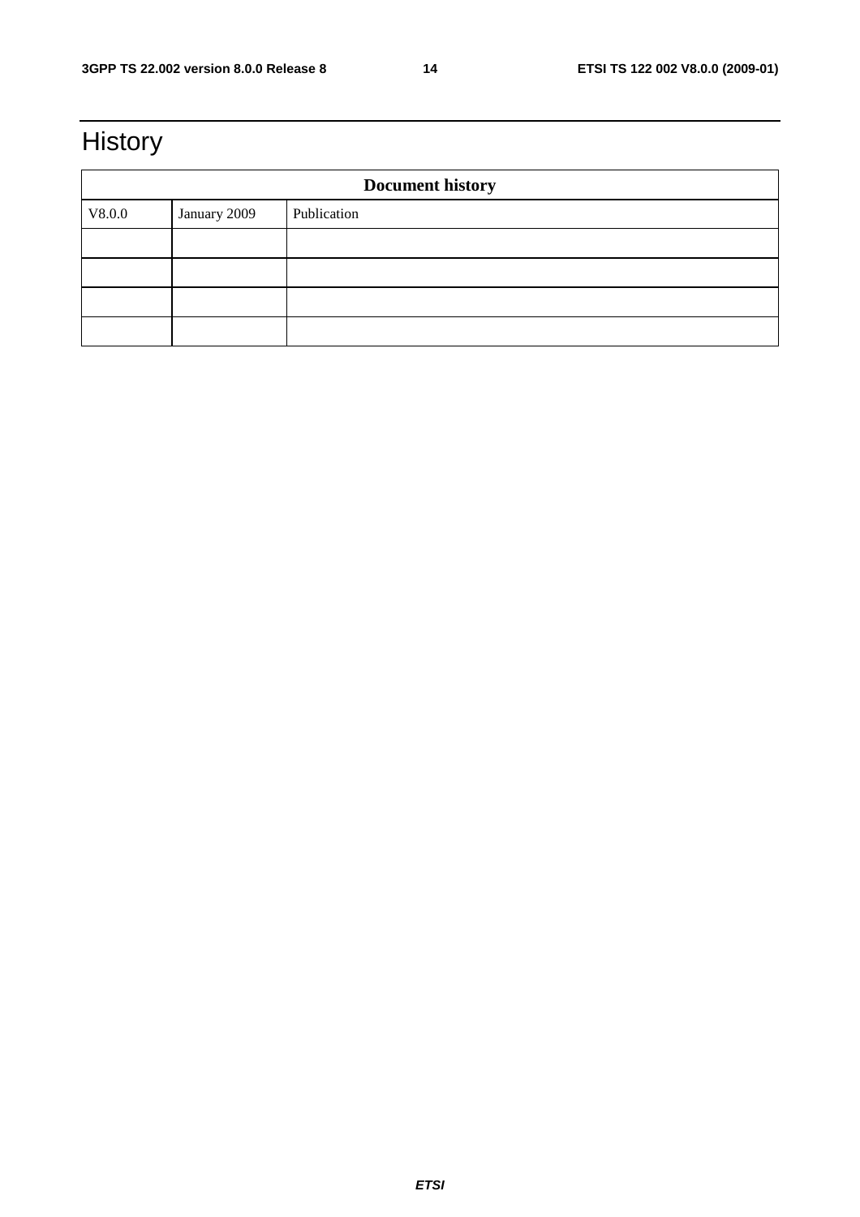# History

| Document history | | |
|---|---|---|
| V8.0.0 | January 2009 | Publication |
| | | |
| | | |
| | | |
| | | |